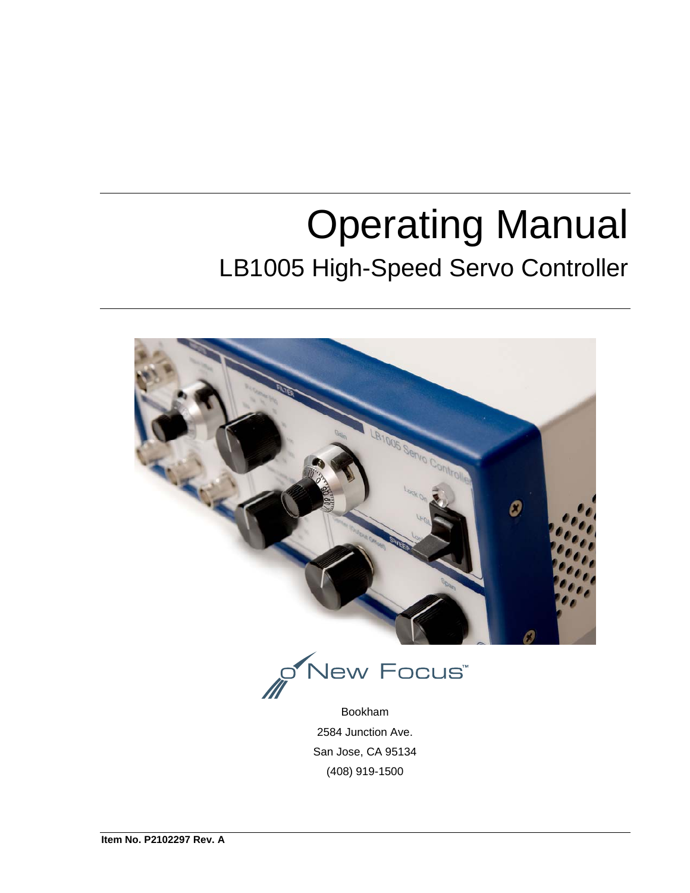# Operating Manual

## LB1005 High-Speed Servo Controller

New Focus™

Bookham

2584 Junction Ave.

San Jose, CA 95134

(408) 919-1500

**Item No. P2102297 Rev. A**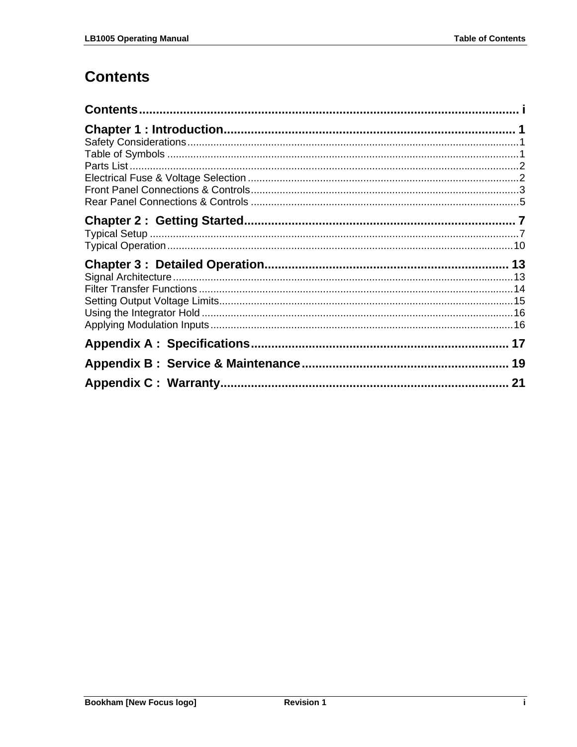# Contents

**Contents ... i**

**Chapter 1 : Introduction ... 1**

Safety Considerations ... 1
Table of Symbols ... 1
Parts List ... 2
Electrical Fuse & Voltage Selection ... 2
Front Panel Connections & Controls ... 3
Rear Panel Connections & Controls ... 5

**Chapter 2 : Getting Started ... 7**

Typical Setup ... 7
Typical Operation ... 10

**Chapter 3 : Detailed Operation ... 13**

Signal Architecture ... 13
Filter Transfer Functions ... 14
Setting Output Voltage Limits ... 15
Using the Integrator Hold ... 16
Applying Modulation Inputs ... 16

**Appendix A : Specifications ... 17**

**Appendix B : Service & Maintenance ... 19**

**Appendix C : Warranty ... 21**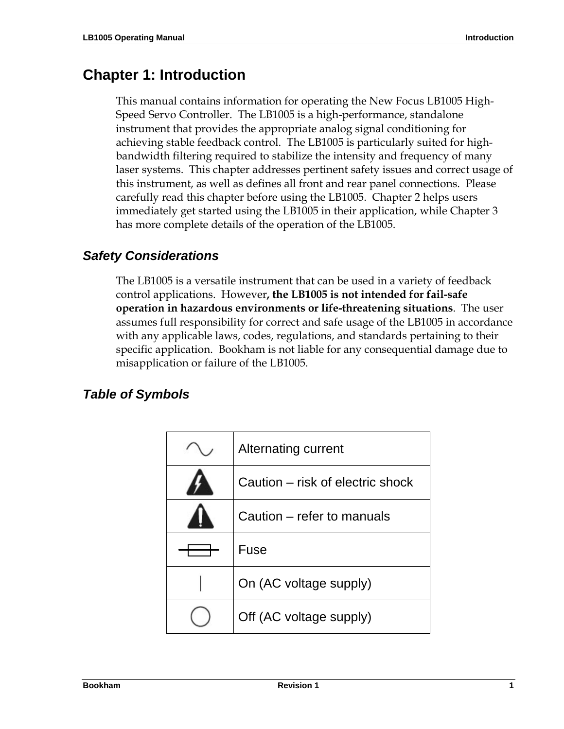# Chapter 1: Introduction

This manual contains information for operating the New Focus LB1005 High-Speed Servo Controller. The LB1005 is a high-performance, standalone instrument that provides the appropriate analog signal conditioning for achieving stable feedback control. The LB1005 is particularly suited for high-bandwidth filtering required to stabilize the intensity and frequency of many laser systems. This chapter addresses pertinent safety issues and correct usage of this instrument, as well as defines all front and rear panel connections. Please carefully read this chapter before using the LB1005. Chapter 2 helps users immediately get started using the LB1005 in their application, while Chapter 3 has more complete details of the operation of the LB1005.

## *Safety Considerations*

The LB1005 is a versatile instrument that can be used in a variety of feedback control applications. However**, the LB1005 is not intended for fail-safe operation in hazardous environments or life-threatening situations**. The user assumes full responsibility for correct and safe usage of the LB1005 in accordance with any applicable laws, codes, regulations, and standards pertaining to their specific application. Bookham is not liable for any consequential damage due to misapplication or failure of the LB1005.

## *Table of Symbols*

| Symbol | Meaning |
|---|---|
| ∿ | Alternating current |
| ⚡ (warning triangle) | Caution – risk of electric shock |
| ⚠ | Caution – refer to manuals |
| (fuse symbol) | Fuse |
| \| | On (AC voltage supply) |
| ◯ | Off (AC voltage supply) |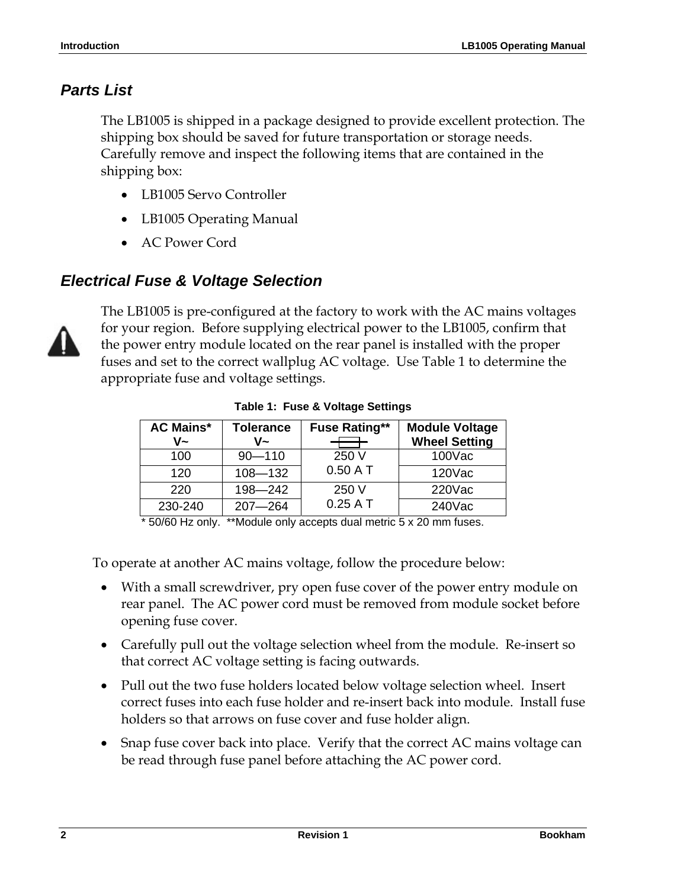## Parts List

The LB1005 is shipped in a package designed to provide excellent protection. The shipping box should be saved for future transportation or storage needs. Carefully remove and inspect the following items that are contained in the shipping box:

- LB1005 Servo Controller
- LB1005 Operating Manual
- AC Power Cord

## Electrical Fuse & Voltage Selection

The LB1005 is pre-configured at the factory to work with the AC mains voltages for your region. Before supplying electrical power to the LB1005, confirm that the power entry module located on the rear panel is installed with the proper fuses and set to the correct wallplug AC voltage. Use Table 1 to determine the appropriate fuse and voltage settings.

**Table 1: Fuse & Voltage Settings**

| AC Mains* V~ | Tolerance V~ | Fuse Rating** | Module Voltage Wheel Setting |
|---|---|---|---|
| 100 | 90—110 | 250 V 0.50 A T | 100Vac |
| 120 | 108—132 | | 120Vac |
| 220 | 198—242 | 250 V 0.25 A T | 220Vac |
| 230-240 | 207—264 | | 240Vac |

* 50/60 Hz only. **Module only accepts dual metric 5 x 20 mm fuses.

To operate at another AC mains voltage, follow the procedure below:

- With a small screwdriver, pry open fuse cover of the power entry module on rear panel. The AC power cord must be removed from module socket before opening fuse cover.
- Carefully pull out the voltage selection wheel from the module. Re-insert so that correct AC voltage setting is facing outwards.
- Pull out the two fuse holders located below voltage selection wheel. Insert correct fuses into each fuse holder and re-insert back into module. Install fuse holders so that arrows on fuse cover and fuse holder align.
- Snap fuse cover back into place. Verify that the correct AC mains voltage can be read through fuse panel before attaching the AC power cord.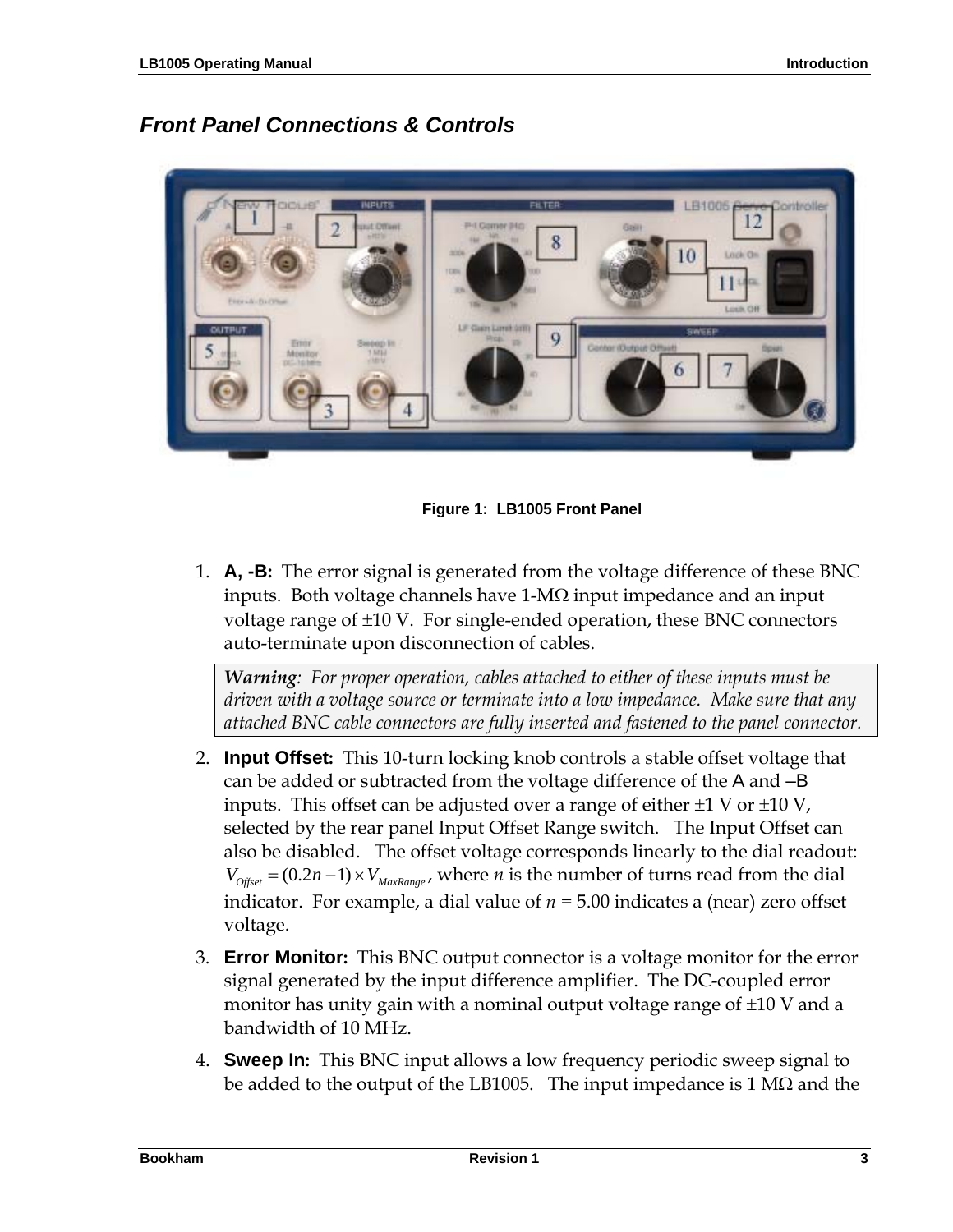## *Front Panel Connections & Controls*

**Figure 1: LB1005 Front Panel**

1. **A, -B:** The error signal is generated from the voltage difference of these BNC inputs. Both voltage channels have 1-MΩ input impedance and an input voltage range of ±10 V. For single-ended operation, these BNC connectors auto-terminate upon disconnection of cables.

> ***Warning****: For proper operation, cables attached to either of these inputs must be driven with a voltage source or terminate into a low impedance. Make sure that any attached BNC cable connectors are fully inserted and fastened to the panel connector.*

2. **Input Offset:** This 10-turn locking knob controls a stable offset voltage that can be added or subtracted from the voltage difference of the A and –B inputs. This offset can be adjusted over a range of either ±1 V or ±10 V, selected by the rear panel Input Offset Range switch. The Input Offset can also be disabled. The offset voltage corresponds linearly to the dial readout: $V_{Offset} = (0.2n - 1) \times V_{MaxRange}$, where $n$ is the number of turns read from the dial indicator. For example, a dial value of $n$ = 5.00 indicates a (near) zero offset voltage.

3. **Error Monitor:** This BNC output connector is a voltage monitor for the error signal generated by the input difference amplifier. The DC-coupled error monitor has unity gain with a nominal output voltage range of ±10 V and a bandwidth of 10 MHz.

4. **Sweep In:** This BNC input allows a low frequency periodic sweep signal to be added to the output of the LB1005. The input impedance is 1 MΩ and the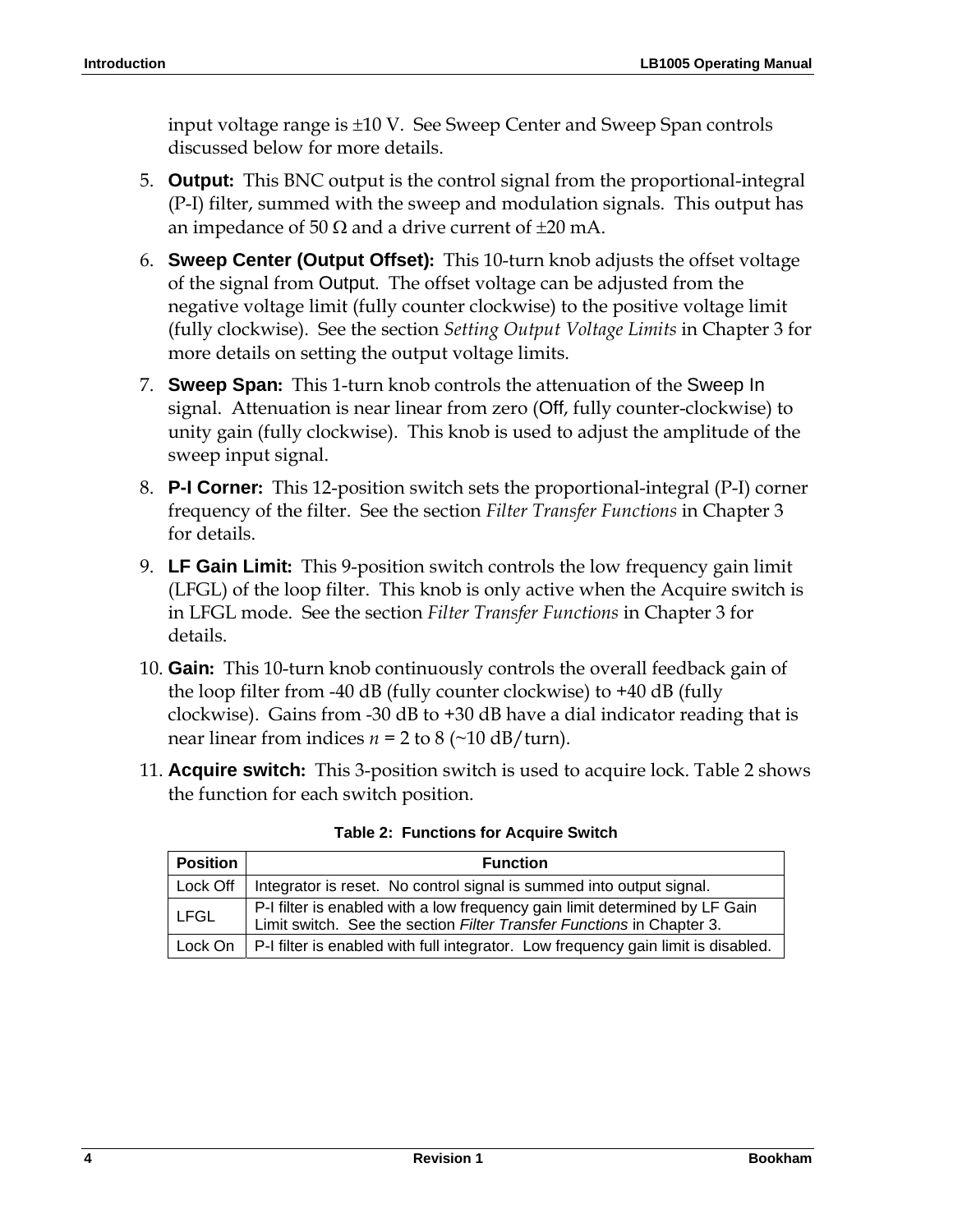input voltage range is ±10 V.  See Sweep Center and Sweep Span controls discussed below for more details.

5. **Output:** This BNC output is the control signal from the proportional-integral (P-I) filter, summed with the sweep and modulation signals.  This output has an impedance of 50 Ω and a drive current of ±20 mA.

6. **Sweep Center (Output Offset):** This 10-turn knob adjusts the offset voltage of the signal from Output.  The offset voltage can be adjusted from the negative voltage limit (fully counter clockwise) to the positive voltage limit (fully clockwise).  See the section *Setting Output Voltage Limits* in Chapter 3 for more details on setting the output voltage limits.

7. **Sweep Span:** This 1-turn knob controls the attenuation of the Sweep In signal.  Attenuation is near linear from zero (Off, fully counter-clockwise) to unity gain (fully clockwise).  This knob is used to adjust the amplitude of the sweep input signal.

8. **P-I Corner:** This 12-position switch sets the proportional-integral (P-I) corner frequency of the filter.  See the section *Filter Transfer Functions* in Chapter 3 for details.

9. **LF Gain Limit:** This 9-position switch controls the low frequency gain limit (LFGL) of the loop filter.  This knob is only active when the Acquire switch is in LFGL mode.  See the section *Filter Transfer Functions* in Chapter 3 for details.

10. **Gain:** This 10-turn knob continuously controls the overall feedback gain of the loop filter from -40 dB (fully counter clockwise) to +40 dB (fully clockwise).  Gains from -30 dB to +30 dB have a dial indicator reading that is near linear from indices $n$ = 2 to 8 (~10 dB/turn).

11. **Acquire switch:** This 3-position switch is used to acquire lock. Table 2 shows the function for each switch position.

**Table 2:  Functions for Acquire Switch**

| Position | Function |
|---|---|
| Lock Off | Integrator is reset.  No control signal is summed into output signal. |
| LFGL | P-I filter is enabled with a low frequency gain limit determined by LF Gain Limit switch.  See the section *Filter Transfer Functions* in Chapter 3. |
| Lock On | P-I filter is enabled with full integrator.  Low frequency gain limit is disabled. |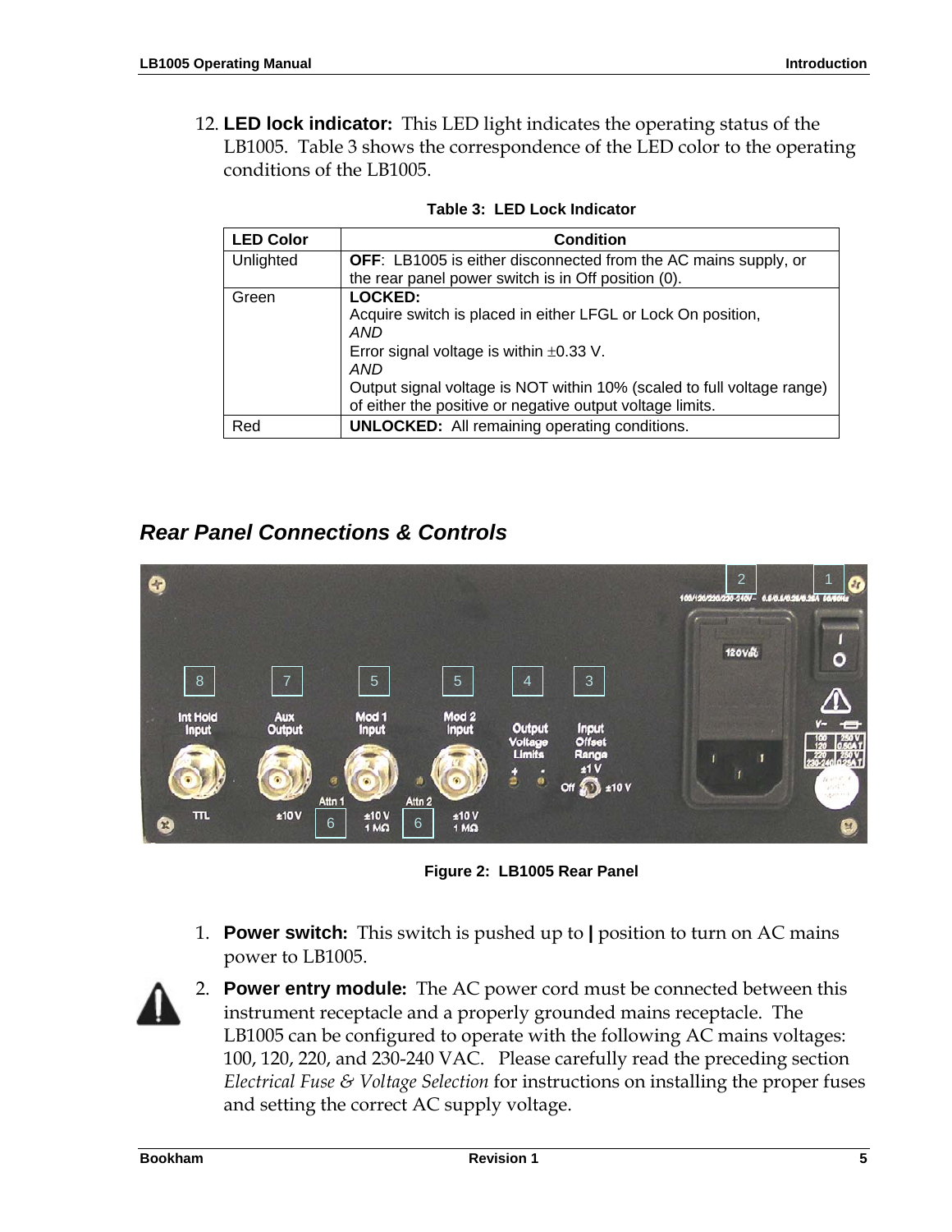12. **LED lock indicator:** This LED light indicates the operating status of the LB1005. Table 3 shows the correspondence of the LED color to the operating conditions of the LB1005.

**Table 3: LED Lock Indicator**

| LED Color | Condition |
|---|---|
| Unlighted | **OFF**: LB1005 is either disconnected from the AC mains supply, or the rear panel power switch is in Off position (0). |
| Green | **LOCKED:** Acquire switch is placed in either LFGL or Lock On position, *AND* Error signal voltage is within ±0.33 V. *AND* Output signal voltage is NOT within 10% (scaled to full voltage range) of either the positive or negative output voltage limits. |
| Red | **UNLOCKED:** All remaining operating conditions. |

## *Rear Panel Connections & Controls*

**Figure 2: LB1005 Rear Panel**

1. **Power switch:** This switch is pushed up to **|** position to turn on AC mains power to LB1005.
2. **Power entry module:** The AC power cord must be connected between this instrument receptacle and a properly grounded mains receptacle. The LB1005 can be configured to operate with the following AC mains voltages: 100, 120, 220, and 230-240 VAC. Please carefully read the preceding section *Electrical Fuse & Voltage Selection* for instructions on installing the proper fuses and setting the correct AC supply voltage.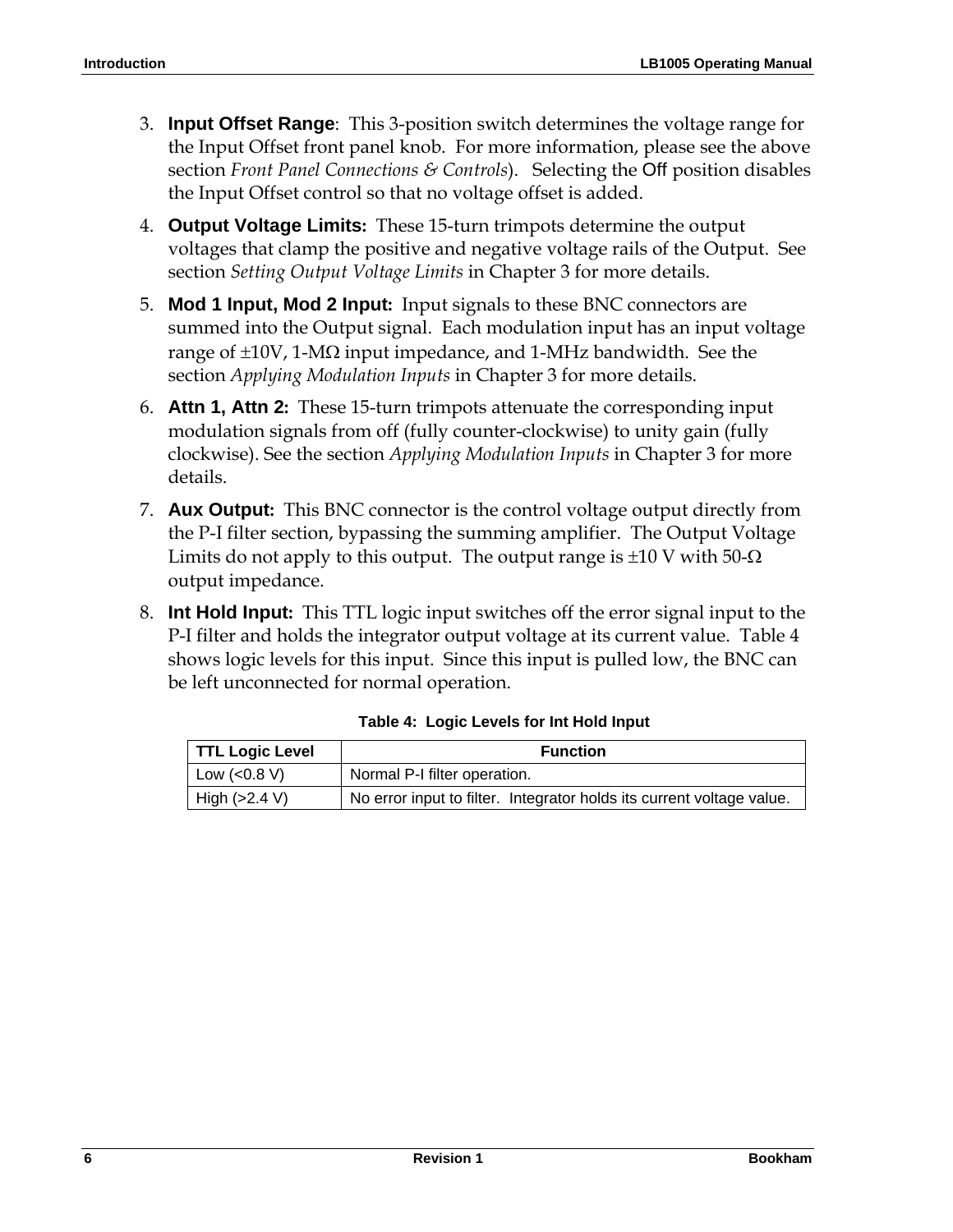3. **Input Offset Range**: This 3-position switch determines the voltage range for the Input Offset front panel knob. For more information, please see the above section *Front Panel Connections & Controls*). Selecting the Off position disables the Input Offset control so that no voltage offset is added.

4. **Output Voltage Limits:** These 15-turn trimpots determine the output voltages that clamp the positive and negative voltage rails of the Output. See section *Setting Output Voltage Limits* in Chapter 3 for more details.

5. **Mod 1 Input, Mod 2 Input:** Input signals to these BNC connectors are summed into the Output signal. Each modulation input has an input voltage range of ±10V, 1-MΩ input impedance, and 1-MHz bandwidth. See the section *Applying Modulation Inputs* in Chapter 3 for more details.

6. **Attn 1, Attn 2:** These 15-turn trimpots attenuate the corresponding input modulation signals from off (fully counter-clockwise) to unity gain (fully clockwise). See the section *Applying Modulation Inputs* in Chapter 3 for more details.

7. **Aux Output:** This BNC connector is the control voltage output directly from the P-I filter section, bypassing the summing amplifier. The Output Voltage Limits do not apply to this output. The output range is ±10 V with 50-Ω output impedance.

8. **Int Hold Input:** This TTL logic input switches off the error signal input to the P-I filter and holds the integrator output voltage at its current value. Table 4 shows logic levels for this input. Since this input is pulled low, the BNC can be left unconnected for normal operation.

**Table 4: Logic Levels for Int Hold Input**

| TTL Logic Level | Function |
|---|---|
| Low (<0.8 V) | Normal P-I filter operation. |
| High (>2.4 V) | No error input to filter. Integrator holds its current voltage value. |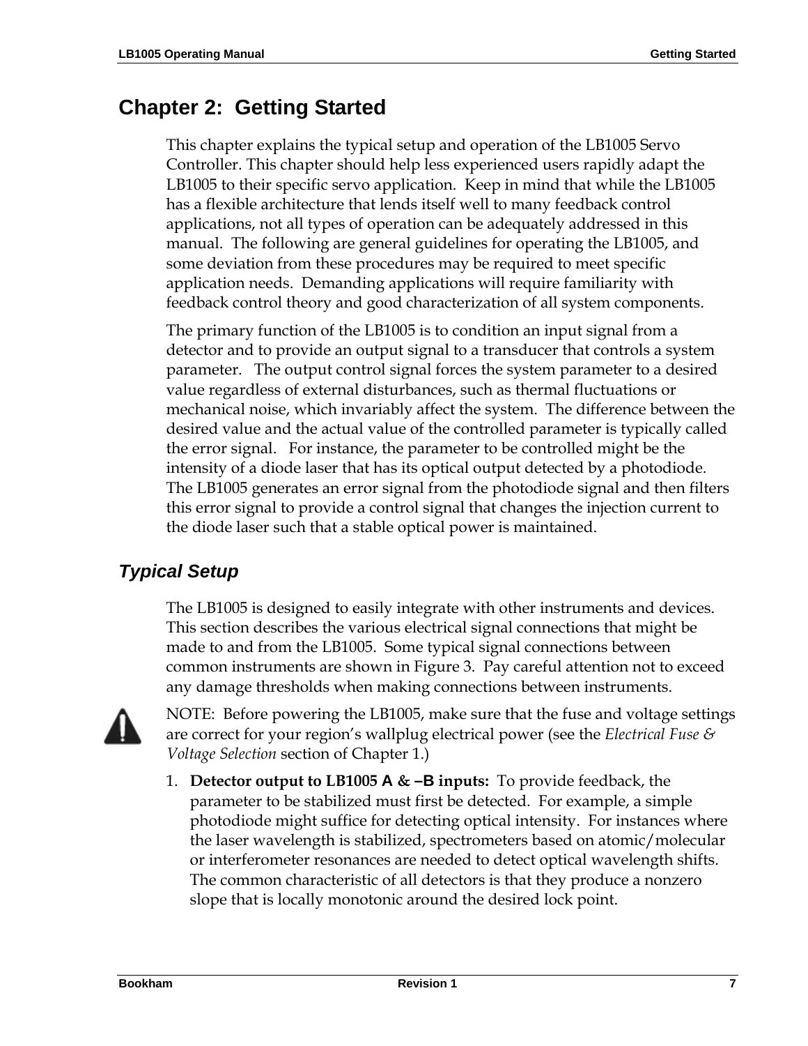# Chapter 2: Getting Started

This chapter explains the typical setup and operation of the LB1005 Servo Controller. This chapter should help less experienced users rapidly adapt the LB1005 to their specific servo application. Keep in mind that while the LB1005 has a flexible architecture that lends itself well to many feedback control applications, not all types of operation can be adequately addressed in this manual. The following are general guidelines for operating the LB1005, and some deviation from these procedures may be required to meet specific application needs. Demanding applications will require familiarity with feedback control theory and good characterization of all system components.

The primary function of the LB1005 is to condition an input signal from a detector and to provide an output signal to a transducer that controls a system parameter. The output control signal forces the system parameter to a desired value regardless of external disturbances, such as thermal fluctuations or mechanical noise, which invariably affect the system. The difference between the desired value and the actual value of the controlled parameter is typically called the error signal. For instance, the parameter to be controlled might be the intensity of a diode laser that has its optical output detected by a photodiode. The LB1005 generates an error signal from the photodiode signal and then filters this error signal to provide a control signal that changes the injection current to the diode laser such that a stable optical power is maintained.

## *Typical Setup*

The LB1005 is designed to easily integrate with other instruments and devices. This section describes the various electrical signal connections that might be made to and from the LB1005. Some typical signal connections between common instruments are shown in Figure 3. Pay careful attention not to exceed any damage thresholds when making connections between instruments.

NOTE: Before powering the LB1005, make sure that the fuse and voltage settings are correct for your region's wallplug electrical power (see the *Electrical Fuse & Voltage Selection* section of Chapter 1.)

1. **Detector output to LB1005 A & –B inputs:** To provide feedback, the parameter to be stabilized must first be detected. For example, a simple photodiode might suffice for detecting optical intensity. For instances where the laser wavelength is stabilized, spectrometers based on atomic/molecular or interferometer resonances are needed to detect optical wavelength shifts. The common characteristic of all detectors is that they produce a nonzero slope that is locally monotonic around the desired lock point.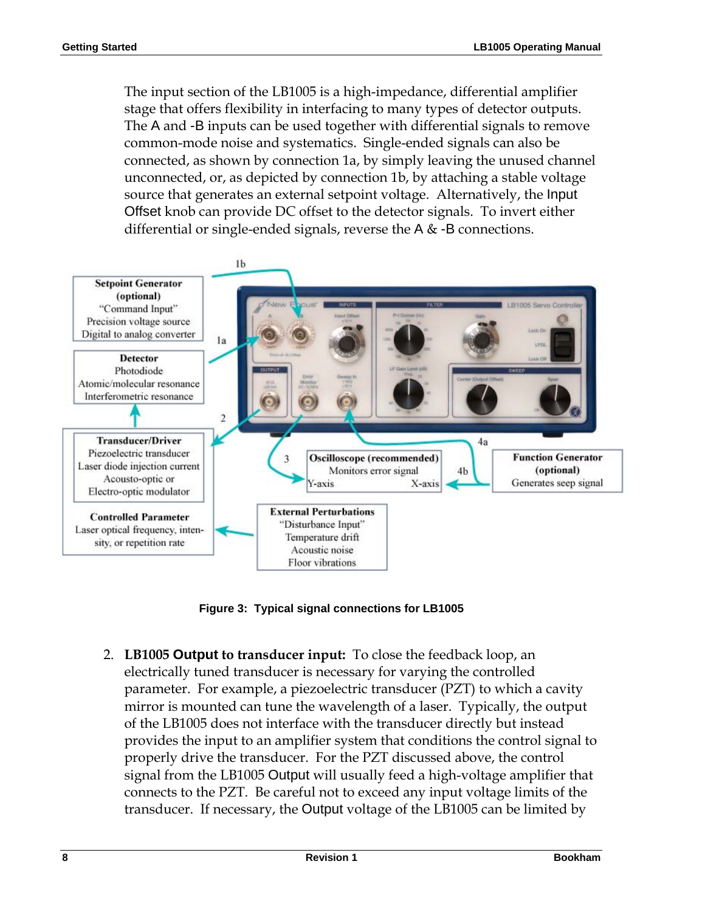The input section of the LB1005 is a high-impedance, differential amplifier stage that offers flexibility in interfacing to many types of detector outputs. The A and -B inputs can be used together with differential signals to remove common-mode noise and systematics. Single-ended signals can also be connected, as shown by connection 1a, by simply leaving the unused channel unconnected, or, as depicted by connection 1b, by attaching a stable voltage source that generates an external setpoint voltage. Alternatively, the Input Offset knob can provide DC offset to the detector signals. To invert either differential or single-ended signals, reverse the A & -B connections.

**Setpoint Generator (optional)**
"Command Input"
Precision voltage source
Digital to analog converter

**Detector**
Photodiode
Atomic/molecular resonance
Interferometric resonance

**Transducer/Driver**
Piezoelectric transducer
Laser diode injection current
Acousto-optic or
Electro-optic modulator

**Controlled Parameter**
Laser optical frequency, intensity, or repetition rate

**Oscilloscope (recommended)**
Monitors error signal
Y-axis X-axis

**Function Generator (optional)**
Generates seep signal

**External Perturbations**
"Disturbance Input"
Temperature drift
Acoustic noise
Floor vibrations

Figure 3: Typical signal connections for LB1005

2. **LB1005 Output to transducer input:** To close the feedback loop, an electrically tuned transducer is necessary for varying the controlled parameter. For example, a piezoelectric transducer (PZT) to which a cavity mirror is mounted can tune the wavelength of a laser. Typically, the output of the LB1005 does not interface with the transducer directly but instead provides the input to an amplifier system that conditions the control signal to properly drive the transducer. For the PZT discussed above, the control signal from the LB1005 Output will usually feed a high-voltage amplifier that connects to the PZT. Be careful not to exceed any input voltage limits of the transducer. If necessary, the Output voltage of the LB1005 can be limited by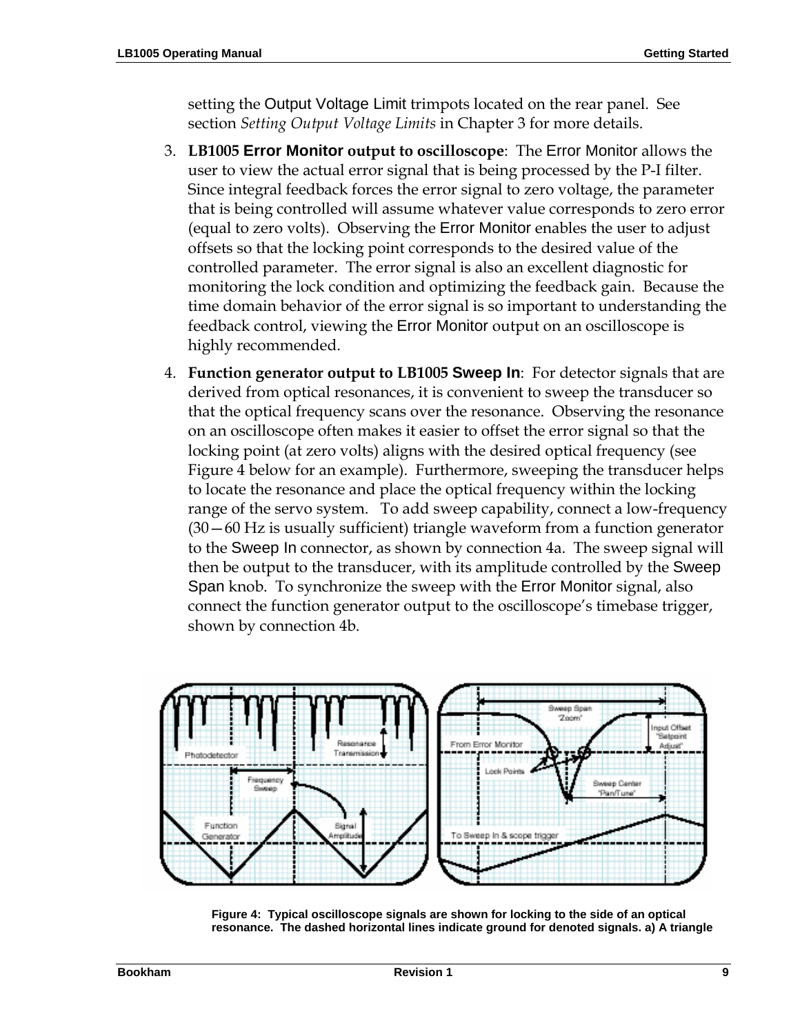setting the Output Voltage Limit trimpots located on the rear panel. See section *Setting Output Voltage Limits* in Chapter 3 for more details.

3. **LB1005 Error Monitor output to oscilloscope**: The Error Monitor allows the user to view the actual error signal that is being processed by the P-I filter. Since integral feedback forces the error signal to zero voltage, the parameter that is being controlled will assume whatever value corresponds to zero error (equal to zero volts). Observing the Error Monitor enables the user to adjust offsets so that the locking point corresponds to the desired value of the controlled parameter. The error signal is also an excellent diagnostic for monitoring the lock condition and optimizing the feedback gain. Because the time domain behavior of the error signal is so important to understanding the feedback control, viewing the Error Monitor output on an oscilloscope is highly recommended.

4. **Function generator output to LB1005 Sweep In**: For detector signals that are derived from optical resonances, it is convenient to sweep the transducer so that the optical frequency scans over the resonance. Observing the resonance on an oscilloscope often makes it easier to offset the error signal so that the locking point (at zero volts) aligns with the desired optical frequency (see Figure 4 below for an example). Furthermore, sweeping the transducer helps to locate the resonance and place the optical frequency within the locking range of the servo system. To add sweep capability, connect a low-frequency (30—60 Hz is usually sufficient) triangle waveform from a function generator to the Sweep In connector, as shown by connection 4a. The sweep signal will then be output to the transducer, with its amplitude controlled by the Sweep Span knob. To synchronize the sweep with the Error Monitor signal, also connect the function generator output to the oscilloscope's timebase trigger, shown by connection 4b.

**Figure 4: Typical oscilloscope signals are shown for locking to the side of an optical resonance. The dashed horizontal lines indicate ground for denoted signals. a) A triangle**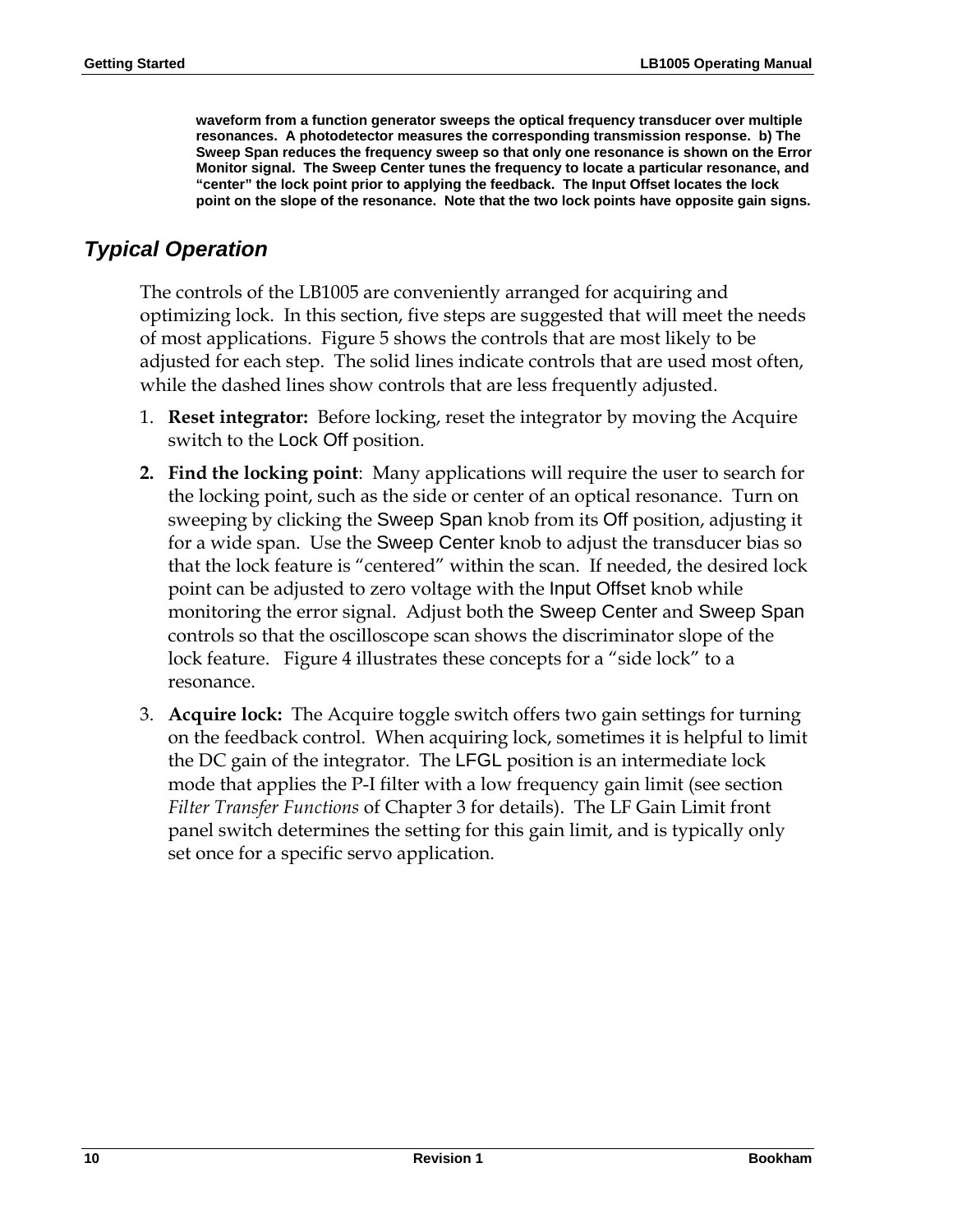**waveform from a function generator sweeps the optical frequency transducer over multiple resonances. A photodetector measures the corresponding transmission response. b) The Sweep Span reduces the frequency sweep so that only one resonance is shown on the Error Monitor signal. The Sweep Center tunes the frequency to locate a particular resonance, and "center" the lock point prior to applying the feedback. The Input Offset locates the lock point on the slope of the resonance. Note that the two lock points have opposite gain signs.**

## *Typical Operation*

The controls of the LB1005 are conveniently arranged for acquiring and optimizing lock. In this section, five steps are suggested that will meet the needs of most applications. Figure 5 shows the controls that are most likely to be adjusted for each step. The solid lines indicate controls that are used most often, while the dashed lines show controls that are less frequently adjusted.

1. **Reset integrator:** Before locking, reset the integrator by moving the Acquire switch to the Lock Off position.
2. **Find the locking point**: Many applications will require the user to search for the locking point, such as the side or center of an optical resonance. Turn on sweeping by clicking the Sweep Span knob from its Off position, adjusting it for a wide span. Use the Sweep Center knob to adjust the transducer bias so that the lock feature is "centered" within the scan. If needed, the desired lock point can be adjusted to zero voltage with the Input Offset knob while monitoring the error signal. Adjust both the Sweep Center and Sweep Span controls so that the oscilloscope scan shows the discriminator slope of the lock feature. Figure 4 illustrates these concepts for a "side lock" to a resonance.
3. **Acquire lock:** The Acquire toggle switch offers two gain settings for turning on the feedback control. When acquiring lock, sometimes it is helpful to limit the DC gain of the integrator. The LFGL position is an intermediate lock mode that applies the P-I filter with a low frequency gain limit (see section *Filter Transfer Functions* of Chapter 3 for details). The LF Gain Limit front panel switch determines the setting for this gain limit, and is typically only set once for a specific servo application.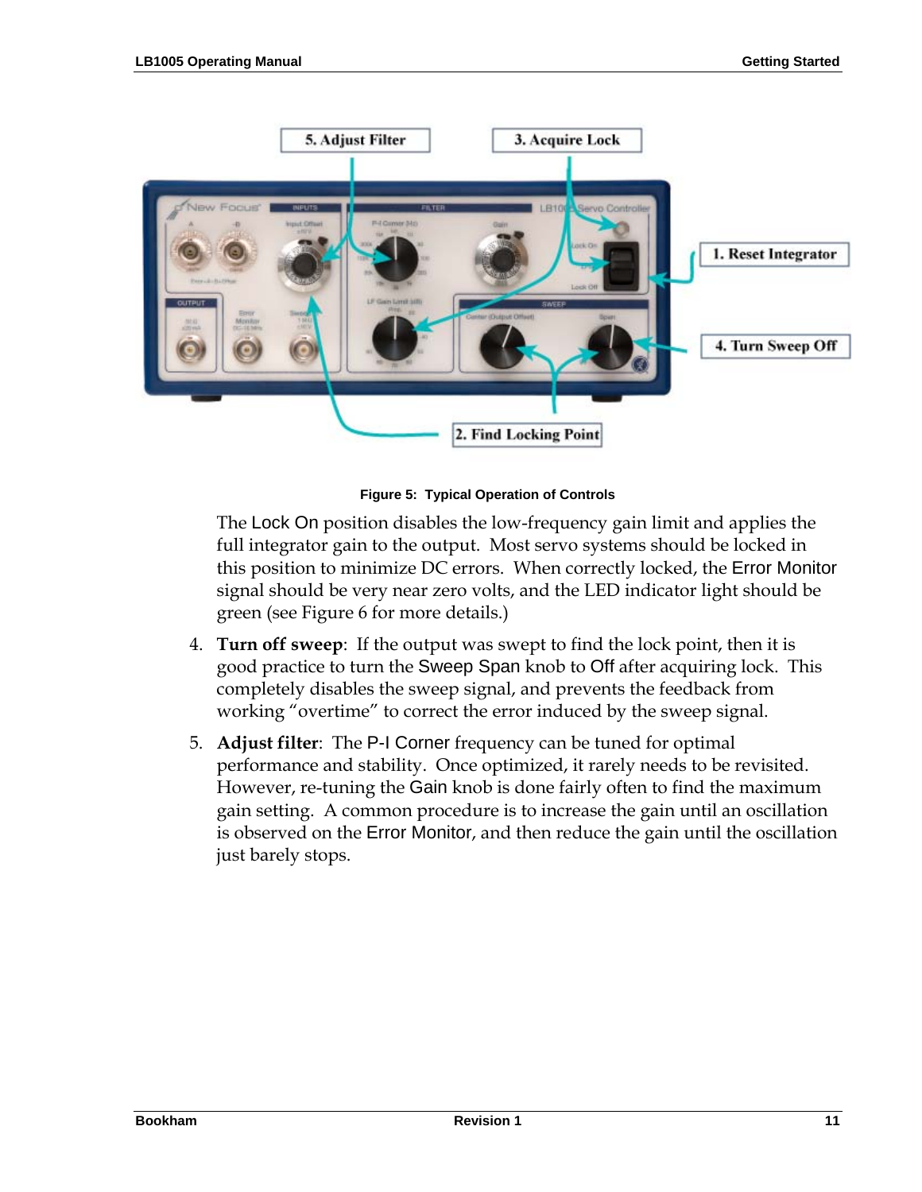**Figure 5: Typical Operation of Controls**

The Lock On position disables the low-frequency gain limit and applies the full integrator gain to the output. Most servo systems should be locked in this position to minimize DC errors. When correctly locked, the Error Monitor signal should be very near zero volts, and the LED indicator light should be green (see Figure 6 for more details.)

4. **Turn off sweep**: If the output was swept to find the lock point, then it is good practice to turn the Sweep Span knob to Off after acquiring lock. This completely disables the sweep signal, and prevents the feedback from working "overtime" to correct the error induced by the sweep signal.

5. **Adjust filter**: The P-I Corner frequency can be tuned for optimal performance and stability. Once optimized, it rarely needs to be revisited. However, re-tuning the Gain knob is done fairly often to find the maximum gain setting. A common procedure is to increase the gain until an oscillation is observed on the Error Monitor, and then reduce the gain until the oscillation just barely stops.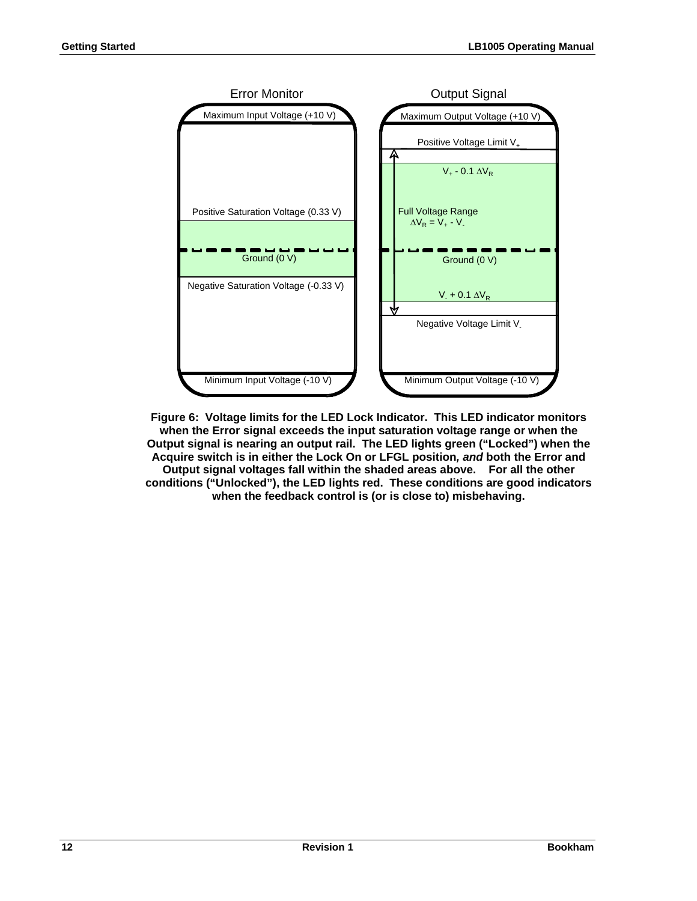Error Monitor

Maximum Input Voltage (+10 V)

Positive Saturation Voltage (0.33 V)

Ground (0 V)

Negative Saturation Voltage (-0.33 V)

Minimum Input Voltage (-10 V)

Output Signal

Maximum Output Voltage (+10 V)

Positive Voltage Limit $V_+$

$V_+ - 0.1\ \Delta V_R$

Full Voltage Range $\Delta V_R = V_+ - V_-$

Ground (0 V)

$V_- + 0.1\ \Delta V_R$

Negative Voltage Limit $V_-$

Minimum Output Voltage (-10 V)

**Figure 6: Voltage limits for the LED Lock Indicator. This LED indicator monitors when the Error signal exceeds the input saturation voltage range or when the Output signal is nearing an output rail. The LED lights green ("Locked") when the Acquire switch is in either the Lock On or LFGL position, *and* both the Error and Output signal voltages fall within the shaded areas above. For all the other conditions ("Unlocked"), the LED lights red. These conditions are good indicators when the feedback control is (or is close to) misbehaving.**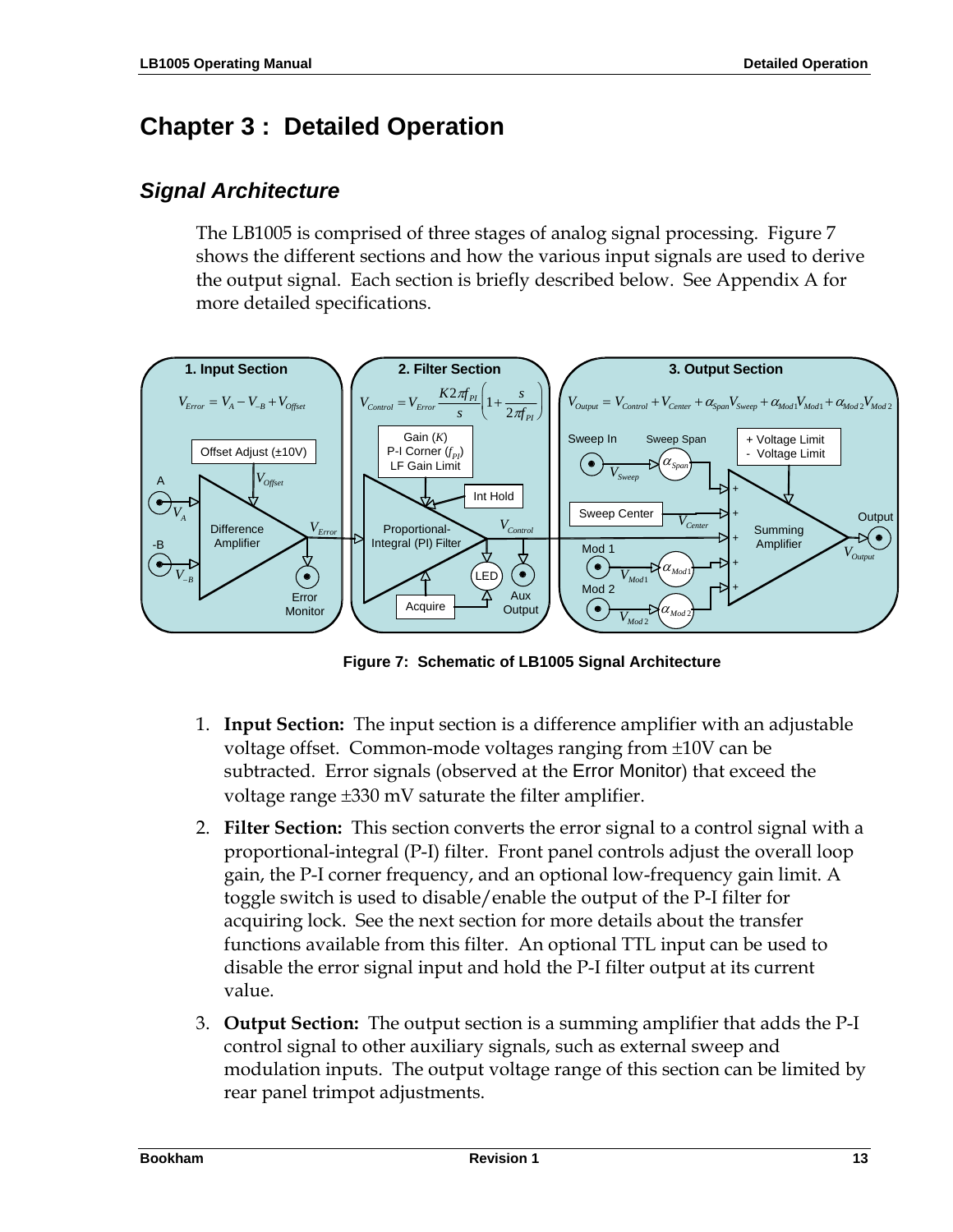# Chapter 3 : Detailed Operation

## *Signal Architecture*

The LB1005 is comprised of three stages of analog signal processing. Figure 7 shows the different sections and how the various input signals are used to derive the output signal. Each section is briefly described below. See Appendix A for more detailed specifications.

**Figure 7: Schematic of LB1005 Signal Architecture**

1. **Input Section:** The input section is a difference amplifier with an adjustable voltage offset. Common-mode voltages ranging from ±10V can be subtracted. Error signals (observed at the Error Monitor) that exceed the voltage range ±330 mV saturate the filter amplifier.

2. **Filter Section:** This section converts the error signal to a control signal with a proportional-integral (P-I) filter. Front panel controls adjust the overall loop gain, the P-I corner frequency, and an optional low-frequency gain limit. A toggle switch is used to disable/enable the output of the P-I filter for acquiring lock. See the next section for more details about the transfer functions available from this filter. An optional TTL input can be used to disable the error signal input and hold the P-I filter output at its current value.

3. **Output Section:** The output section is a summing amplifier that adds the P-I control signal to other auxiliary signals, such as external sweep and modulation inputs. The output voltage range of this section can be limited by rear panel trimpot adjustments.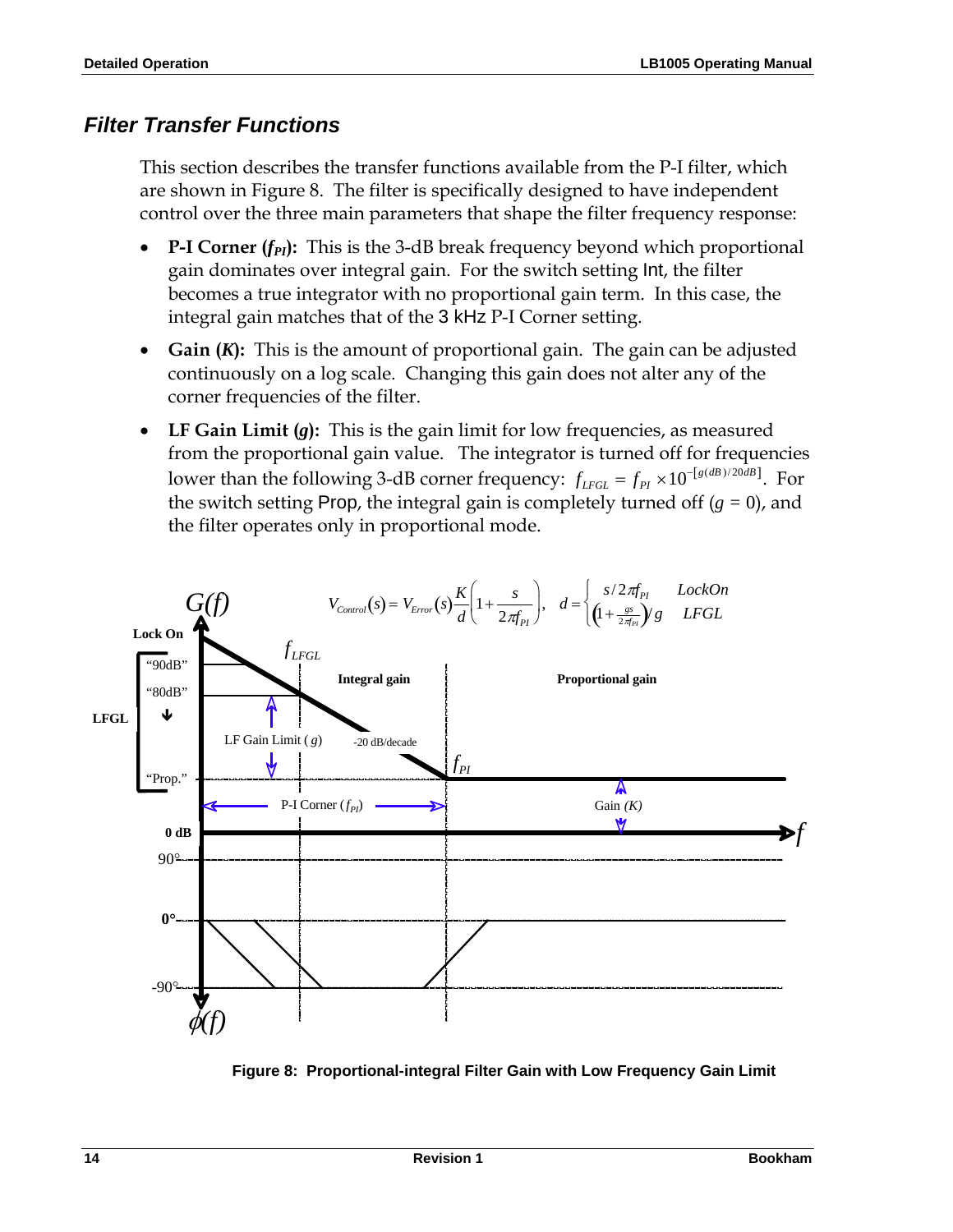## Filter Transfer Functions

This section describes the transfer functions available from the P-I filter, which are shown in Figure 8. The filter is specifically designed to have independent control over the three main parameters that shape the filter frequency response:

- **P-I Corner ($f_{PI}$):** This is the 3-dB break frequency beyond which proportional gain dominates over integral gain. For the switch setting Int, the filter becomes a true integrator with no proportional gain term. In this case, the integral gain matches that of the 3 kHz P-I Corner setting.
- **Gain ($K$):** This is the amount of proportional gain. The gain can be adjusted continuously on a log scale. Changing this gain does not alter any of the corner frequencies of the filter.
- **LF Gain Limit ($g$):** This is the gain limit for low frequencies, as measured from the proportional gain value. The integrator is turned off for frequencies lower than the following 3-dB corner frequency: $f_{LFGL} = f_{PI} \times 10^{-[g(dB)/20dB]}$. For the switch setting Prop, the integral gain is completely turned off ($g$ = 0), and the filter operates only in proportional mode.

$$V_{Control}(s) = V_{Error}(s)\frac{K}{d}\left(1+\frac{s}{2\pi f_{PI}}\right), \quad d = \begin{cases} s/2\pi f_{PI} & LockOn \\ \left(1+\frac{gs}{2\pi f_{PI}}\right)/g & LFGL \end{cases}$$

**Figure 8: Proportional-integral Filter Gain with Low Frequency Gain Limit**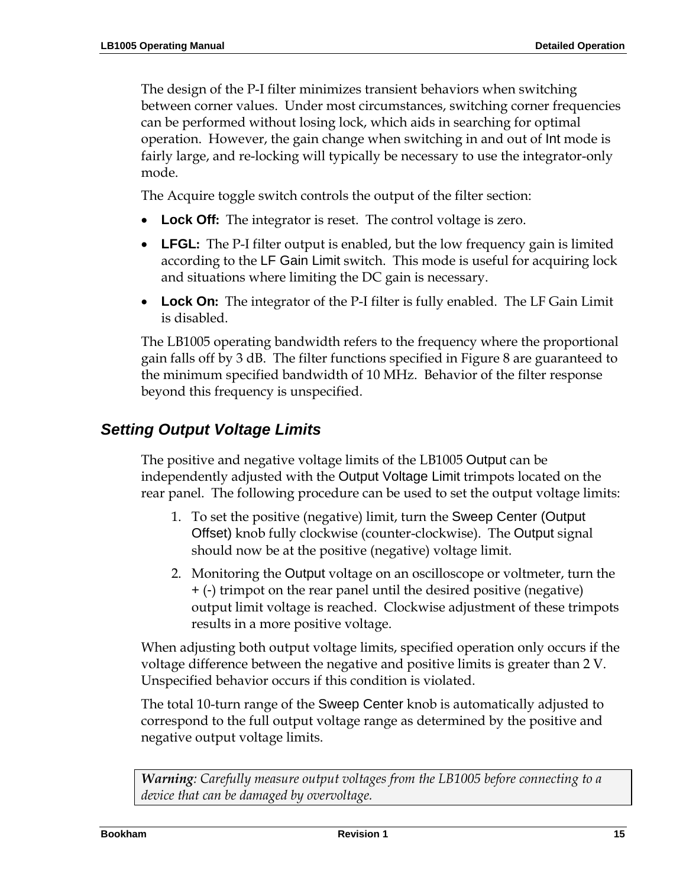The design of the P-I filter minimizes transient behaviors when switching between corner values. Under most circumstances, switching corner frequencies can be performed without losing lock, which aids in searching for optimal operation. However, the gain change when switching in and out of Int mode is fairly large, and re-locking will typically be necessary to use the integrator-only mode.

The Acquire toggle switch controls the output of the filter section:

- **Lock Off:** The integrator is reset. The control voltage is zero.
- **LFGL:** The P-I filter output is enabled, but the low frequency gain is limited according to the LF Gain Limit switch. This mode is useful for acquiring lock and situations where limiting the DC gain is necessary.
- **Lock On:** The integrator of the P-I filter is fully enabled. The LF Gain Limit is disabled.

The LB1005 operating bandwidth refers to the frequency where the proportional gain falls off by 3 dB. The filter functions specified in Figure 8 are guaranteed to the minimum specified bandwidth of 10 MHz. Behavior of the filter response beyond this frequency is unspecified.

## *Setting Output Voltage Limits*

The positive and negative voltage limits of the LB1005 Output can be independently adjusted with the Output Voltage Limit trimpots located on the rear panel. The following procedure can be used to set the output voltage limits:

1. To set the positive (negative) limit, turn the Sweep Center (Output Offset) knob fully clockwise (counter-clockwise). The Output signal should now be at the positive (negative) voltage limit.
2. Monitoring the Output voltage on an oscilloscope or voltmeter, turn the + (-) trimpot on the rear panel until the desired positive (negative) output limit voltage is reached. Clockwise adjustment of these trimpots results in a more positive voltage.

When adjusting both output voltage limits, specified operation only occurs if the voltage difference between the negative and positive limits is greater than 2 V. Unspecified behavior occurs if this condition is violated.

The total 10-turn range of the Sweep Center knob is automatically adjusted to correspond to the full output voltage range as determined by the positive and negative output voltage limits.

> ***Warning****: Carefully measure output voltages from the LB1005 before connecting to a device that can be damaged by overvoltage.*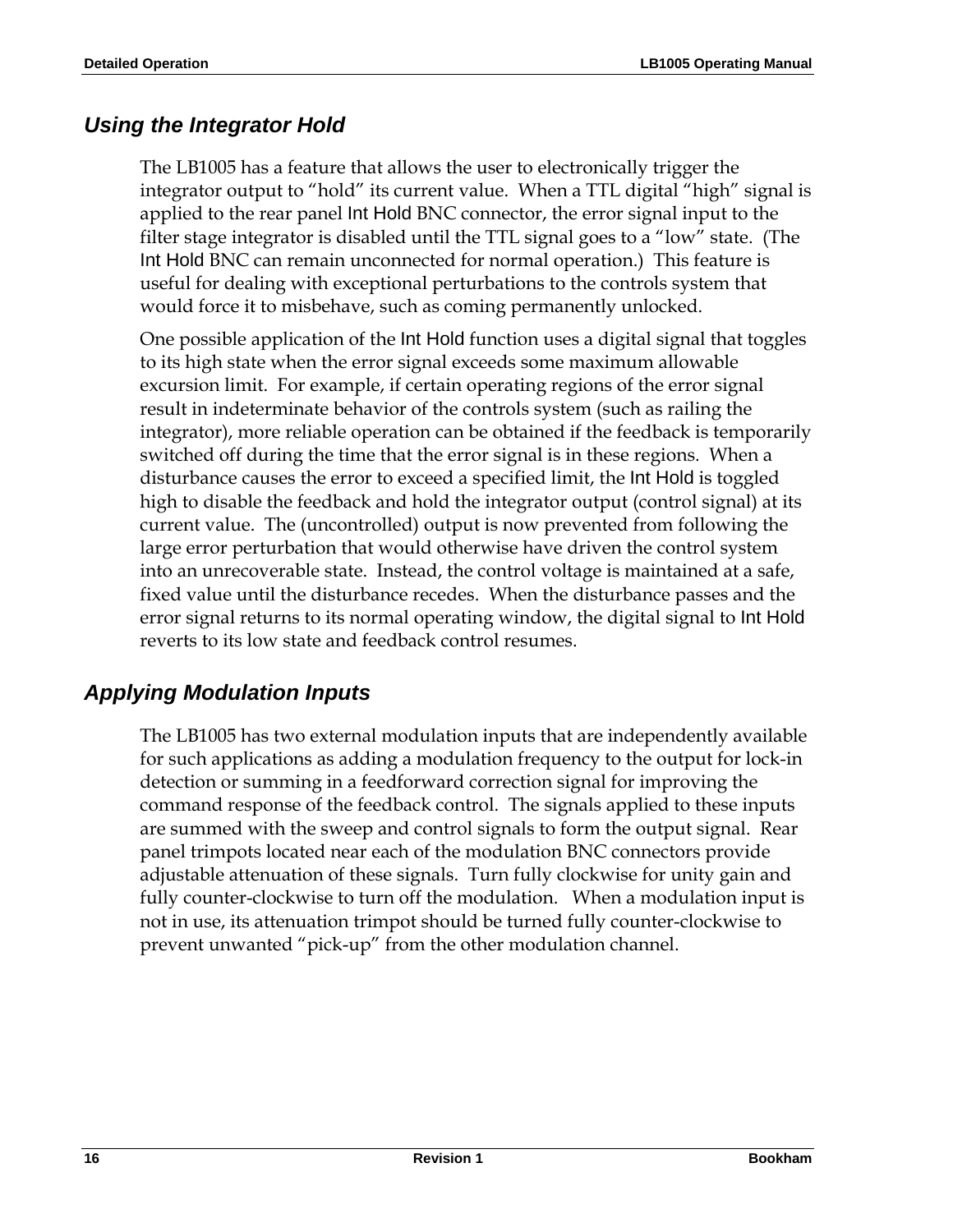## *Using the Integrator Hold*

The LB1005 has a feature that allows the user to electronically trigger the integrator output to "hold" its current value. When a TTL digital "high" signal is applied to the rear panel Int Hold BNC connector, the error signal input to the filter stage integrator is disabled until the TTL signal goes to a "low" state. (The Int Hold BNC can remain unconnected for normal operation.) This feature is useful for dealing with exceptional perturbations to the controls system that would force it to misbehave, such as coming permanently unlocked.

One possible application of the Int Hold function uses a digital signal that toggles to its high state when the error signal exceeds some maximum allowable excursion limit. For example, if certain operating regions of the error signal result in indeterminate behavior of the controls system (such as railing the integrator), more reliable operation can be obtained if the feedback is temporarily switched off during the time that the error signal is in these regions. When a disturbance causes the error to exceed a specified limit, the Int Hold is toggled high to disable the feedback and hold the integrator output (control signal) at its current value. The (uncontrolled) output is now prevented from following the large error perturbation that would otherwise have driven the control system into an unrecoverable state. Instead, the control voltage is maintained at a safe, fixed value until the disturbance recedes. When the disturbance passes and the error signal returns to its normal operating window, the digital signal to Int Hold reverts to its low state and feedback control resumes.

## *Applying Modulation Inputs*

The LB1005 has two external modulation inputs that are independently available for such applications as adding a modulation frequency to the output for lock-in detection or summing in a feedforward correction signal for improving the command response of the feedback control. The signals applied to these inputs are summed with the sweep and control signals to form the output signal. Rear panel trimpots located near each of the modulation BNC connectors provide adjustable attenuation of these signals. Turn fully clockwise for unity gain and fully counter-clockwise to turn off the modulation. When a modulation input is not in use, its attenuation trimpot should be turned fully counter-clockwise to prevent unwanted "pick-up" from the other modulation channel.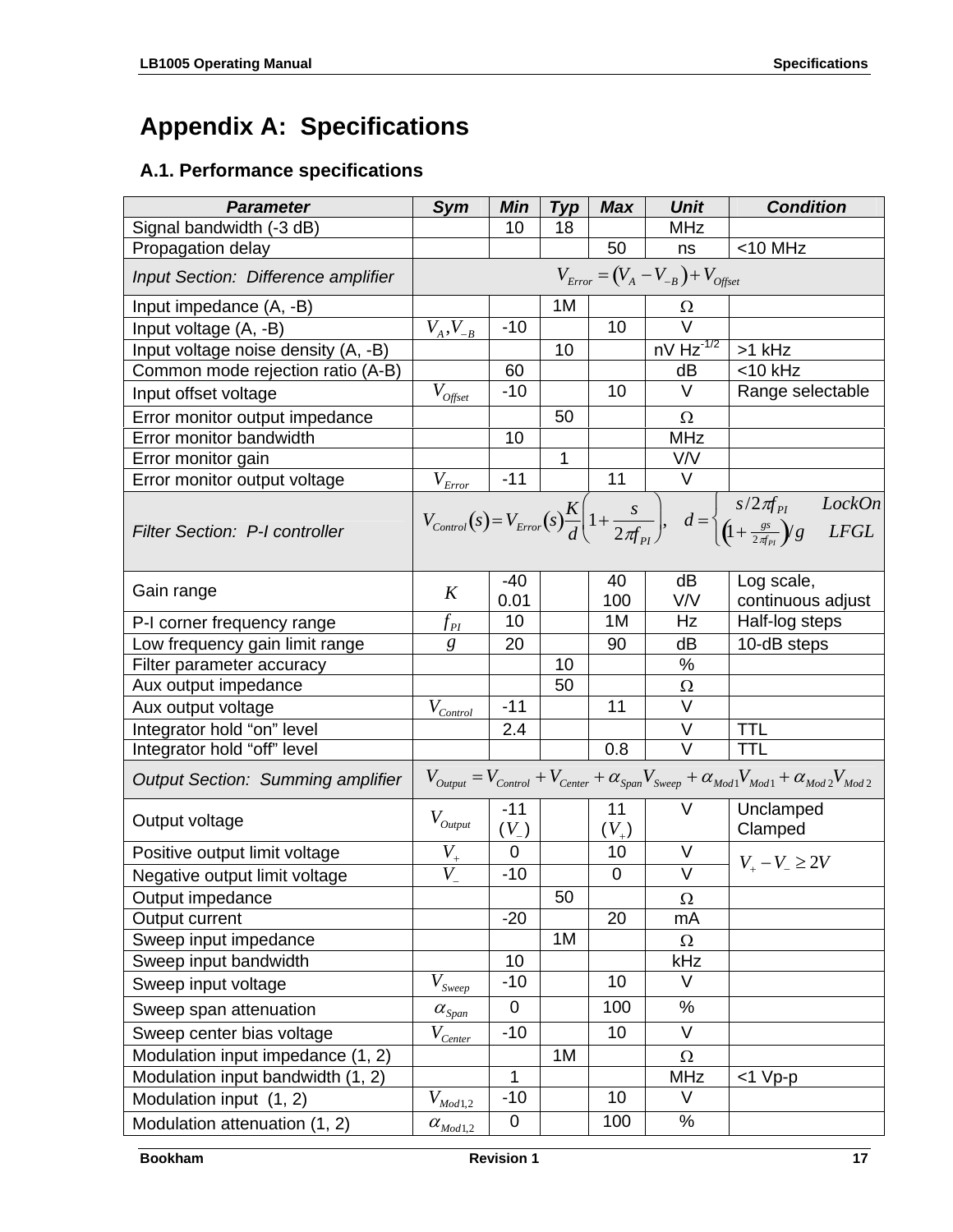# Appendix A:  Specifications

## A.1. Performance specifications

| Parameter | Sym | Min | Typ | Max | Unit | Condition |
|---|---|---|---|---|---|---|
| Signal bandwidth (-3 dB) | | 10 | 18 | | MHz | |
| Propagation delay | | | | 50 | ns | <10 MHz |
| *Input Section:  Difference amplifier* | $V_{Error} = (V_A - V_{-B}) + V_{Offset}$ | | | | | |
| Input impedance (A, -B) | | | 1M | | Ω | |
| Input voltage (A, -B) | $V_A, V_{-B}$ | -10 | | 10 | V | |
| Input voltage noise density (A, -B) | | | 10 | | nV Hz$^{-1/2}$ | >1 kHz |
| Common mode rejection ratio (A-B) | | 60 | | | dB | <10 kHz |
| Input offset voltage | $V_{Offset}$ | -10 | | 10 | V | Range selectable |
| Error monitor output impedance | | | 50 | | Ω | |
| Error monitor bandwidth | | 10 | | | MHz | |
| Error monitor gain | | | 1 | | V/V | |
| Error monitor output voltage | $V_{Error}$ | -11 | | 11 | V | |
| *Filter Section:  P-I controller* | $V_{Control}(s) = V_{Error}(s)\frac{K}{d}\left(1 + \frac{s}{2\pi f_{PI}}\right), \quad d = \begin{cases} s/2\pi f_{PI} & LockOn \\ \left(1 + \frac{gs}{2\pi f_{PI}}\right)/g & LFGL \end{cases}$ | | | | | |
| Gain range | $K$ | -40<br>0.01 | | 40<br>100 | dB<br>V/V | Log scale, continuous adjust |
| P-I corner frequency range | $f_{PI}$ | 10 | | 1M | Hz | Half-log steps |
| Low frequency gain limit range | $g$ | 20 | | 90 | dB | 10-dB steps |
| Filter parameter accuracy | | | 10 | | % | |
| Aux output impedance | | | 50 | | Ω | |
| Aux output voltage | $V_{Control}$ | -11 | | 11 | V | |
| Integrator hold "on" level | | 2.4 | | | V | TTL |
| Integrator hold "off" level | | | | 0.8 | V | TTL |
| *Output Section:  Summing amplifier* | $V_{Output} = V_{Control} + V_{Center} + \alpha_{Span} V_{Sweep} + \alpha_{Mod1} V_{Mod1} + \alpha_{Mod2} V_{Mod2}$ | | | | | |
| Output voltage | $V_{Output}$ | -11<br>($V_-$) | | 11<br>($V_+$) | V | Unclamped<br>Clamped |
| Positive output limit voltage | $V_+$ | 0 | | 10 | V | $V_+ - V_- \geq 2V$ |
| Negative output limit voltage | $V_-$ | -10 | | 0 | V | |
| Output impedance | | | 50 | | Ω | |
| Output current | | -20 | | 20 | mA | |
| Sweep input impedance | | | 1M | | Ω | |
| Sweep input bandwidth | | 10 | | | kHz | |
| Sweep input voltage | $V_{Sweep}$ | -10 | | 10 | V | |
| Sweep span attenuation | $\alpha_{Span}$ | 0 | | 100 | % | |
| Sweep center bias voltage | $V_{Center}$ | -10 | | 10 | V | |
| Modulation input impedance (1, 2) | | | 1M | | Ω | |
| Modulation input bandwidth (1, 2) | | 1 | | | MHz | <1 Vp-p |
| Modulation input  (1, 2) | $V_{Mod1,2}$ | -10 | | 10 | V | |
| Modulation attenuation (1, 2) | $\alpha_{Mod1,2}$ | 0 | | 100 | % | |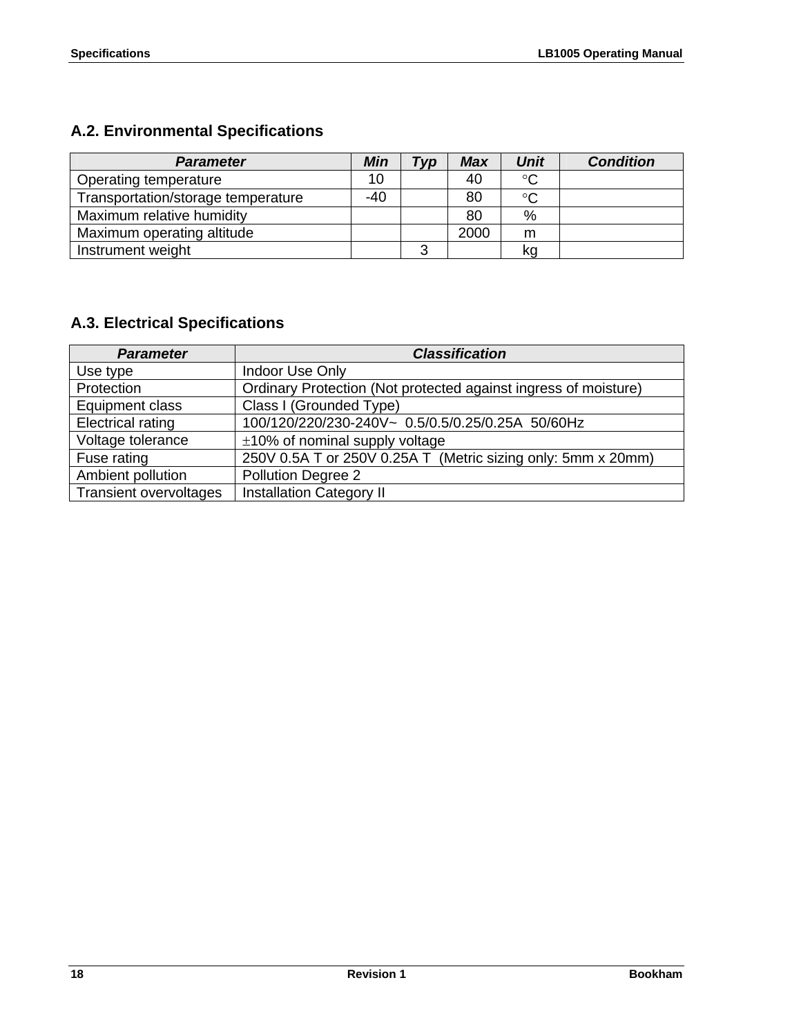## A.2. Environmental Specifications

| Parameter | Min | Typ | Max | Unit | Condition |
|---|---|---|---|---|---|
| Operating temperature | 10 | | 40 | °C | |
| Transportation/storage temperature | -40 | | 80 | °C | |
| Maximum relative humidity | | | 80 | % | |
| Maximum operating altitude | | | 2000 | m | |
| Instrument weight | | 3 | | kg | |

## A.3. Electrical Specifications

| Parameter | Classification |
|---|---|
| Use type | Indoor Use Only |
| Protection | Ordinary Protection (Not protected against ingress of moisture) |
| Equipment class | Class I (Grounded Type) |
| Electrical rating | 100/120/220/230-240V~ 0.5/0.5/0.25/0.25A 50/60Hz |
| Voltage tolerance | ±10% of nominal supply voltage |
| Fuse rating | 250V 0.5A T or 250V 0.25A T (Metric sizing only: 5mm x 20mm) |
| Ambient pollution | Pollution Degree 2 |
| Transient overvoltages | Installation Category II |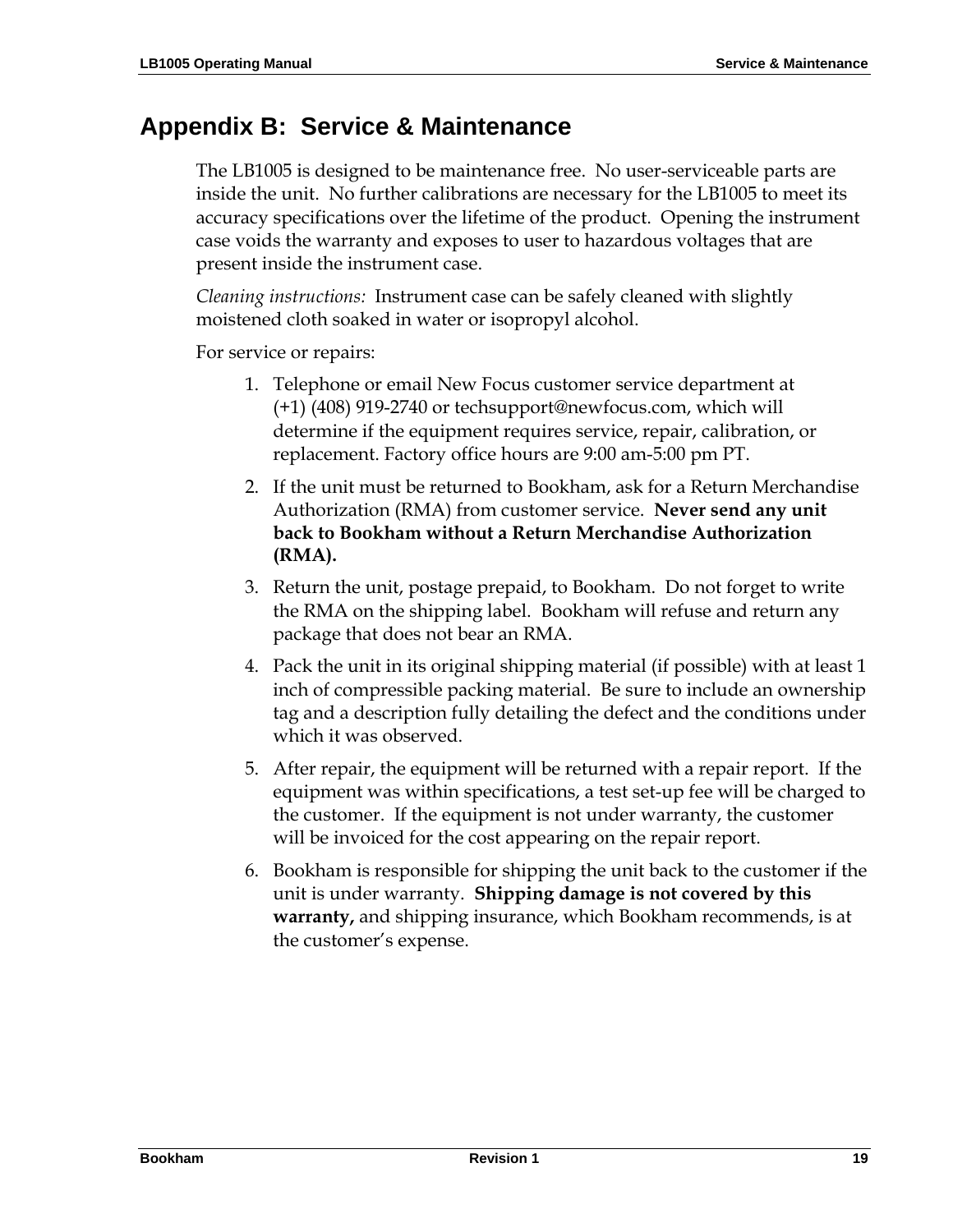# Appendix B: Service & Maintenance

The LB1005 is designed to be maintenance free. No user-serviceable parts are inside the unit. No further calibrations are necessary for the LB1005 to meet its accuracy specifications over the lifetime of the product. Opening the instrument case voids the warranty and exposes to user to hazardous voltages that are present inside the instrument case.

*Cleaning instructions:* Instrument case can be safely cleaned with slightly moistened cloth soaked in water or isopropyl alcohol.

For service or repairs:

1. Telephone or email New Focus customer service department at (+1) (408) 919-2740 or techsupport@newfocus.com, which will determine if the equipment requires service, repair, calibration, or replacement. Factory office hours are 9:00 am-5:00 pm PT.
2. If the unit must be returned to Bookham, ask for a Return Merchandise Authorization (RMA) from customer service. **Never send any unit back to Bookham without a Return Merchandise Authorization (RMA).**
3. Return the unit, postage prepaid, to Bookham. Do not forget to write the RMA on the shipping label. Bookham will refuse and return any package that does not bear an RMA.
4. Pack the unit in its original shipping material (if possible) with at least 1 inch of compressible packing material. Be sure to include an ownership tag and a description fully detailing the defect and the conditions under which it was observed.
5. After repair, the equipment will be returned with a repair report. If the equipment was within specifications, a test set-up fee will be charged to the customer. If the equipment is not under warranty, the customer will be invoiced for the cost appearing on the repair report.
6. Bookham is responsible for shipping the unit back to the customer if the unit is under warranty. **Shipping damage is not covered by this warranty,** and shipping insurance, which Bookham recommends, is at the customer's expense.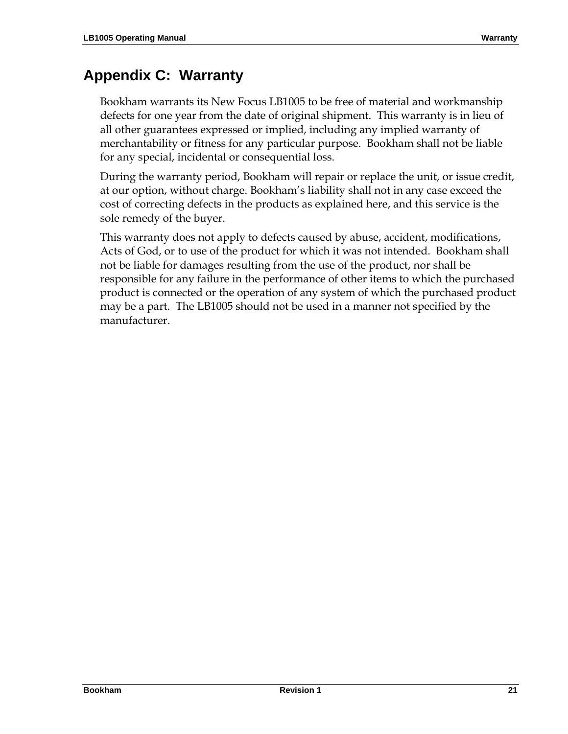# Appendix C: Warranty

Bookham warrants its New Focus LB1005 to be free of material and workmanship defects for one year from the date of original shipment. This warranty is in lieu of all other guarantees expressed or implied, including any implied warranty of merchantability or fitness for any particular purpose. Bookham shall not be liable for any special, incidental or consequential loss.

During the warranty period, Bookham will repair or replace the unit, or issue credit, at our option, without charge. Bookham's liability shall not in any case exceed the cost of correcting defects in the products as explained here, and this service is the sole remedy of the buyer.

This warranty does not apply to defects caused by abuse, accident, modifications, Acts of God, or to use of the product for which it was not intended. Bookham shall not be liable for damages resulting from the use of the product, nor shall be responsible for any failure in the performance of other items to which the purchased product is connected or the operation of any system of which the purchased product may be a part. The LB1005 should not be used in a manner not specified by the manufacturer.